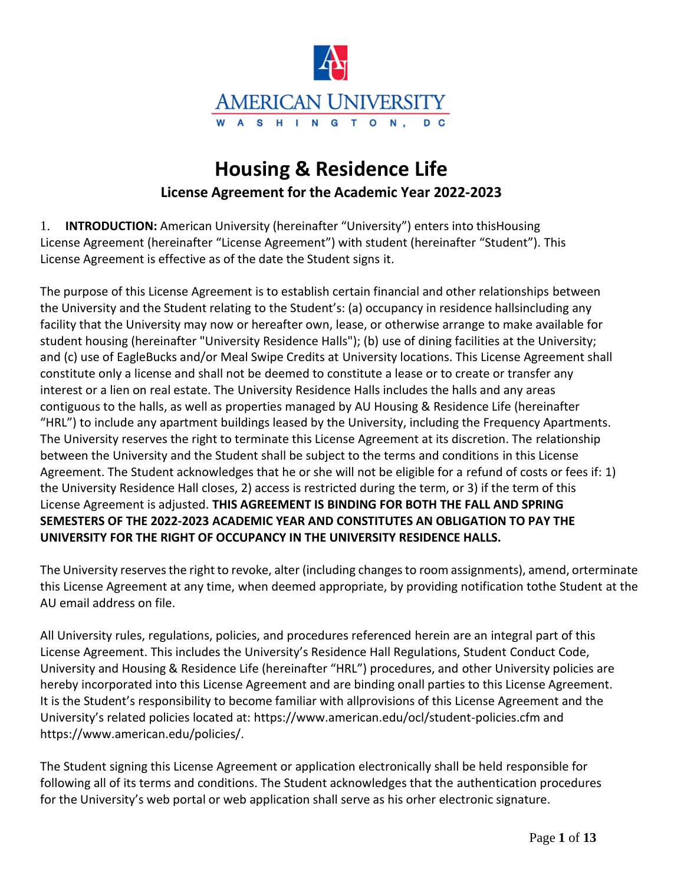AMERICAN UNIVERSITY

WASHINGTON, DC

# Housing & Residence Life

## License Agreement for the Academic Year 2022-2023

1. **INTRODUCTION:** American University (hereinafter "University") enters into thisHousing License Agreement (hereinafter "License Agreement") with student (hereinafter "Student"). This License Agreement is effective as of the date the Student signs it.

The purpose of this License Agreement is to establish certain financial and other relationships between the University and the Student relating to the Student's: (a) occupancy in residence hallsincluding any facility that the University may now or hereafter own, lease, or otherwise arrange to make available for student housing (hereinafter "University Residence Halls"); (b) use of dining facilities at the University; and (c) use of EagleBucks and/or Meal Swipe Credits at University locations. This License Agreement shall constitute only a license and shall not be deemed to constitute a lease or to create or transfer any interest or a lien on real estate. The University Residence Halls includes the halls and any areas contiguous to the halls, as well as properties managed by AU Housing & Residence Life (hereinafter "HRL") to include any apartment buildings leased by the University, including the Frequency Apartments. The University reserves the right to terminate this License Agreement at its discretion. The relationship between the University and the Student shall be subject to the terms and conditions in this License Agreement. The Student acknowledges that he or she will not be eligible for a refund of costs or fees if: 1) the University Residence Hall closes, 2) access is restricted during the term, or 3) if the term of this License Agreement is adjusted. **THIS AGREEMENT IS BINDING FOR BOTH THE FALL AND SPRING SEMESTERS OF THE 2022-2023 ACADEMIC YEAR AND CONSTITUTES AN OBLIGATION TO PAY THE UNIVERSITY FOR THE RIGHT OF OCCUPANCY IN THE UNIVERSITY RESIDENCE HALLS.**

The University reserves the right to revoke, alter (including changes to room assignments), amend, orterminate this License Agreement at any time, when deemed appropriate, by providing notification tothe Student at the AU email address on file.

All University rules, regulations, policies, and procedures referenced herein are an integral part of this License Agreement. This includes the University's Residence Hall Regulations, Student Conduct Code, University and Housing & Residence Life (hereinafter "HRL") procedures, and other University policies are hereby incorporated into this License Agreement and are binding onall parties to this License Agreement. It is the Student's responsibility to become familiar with allprovisions of this License Agreement and the University's related policies located at: https://www.american.edu/ocl/student-policies.cfm and https://www.american.edu/policies/.

The Student signing this License Agreement or application electronically shall be held responsible for following all of its terms and conditions. The Student acknowledges that the authentication procedures for the University's web portal or web application shall serve as his orher electronic signature.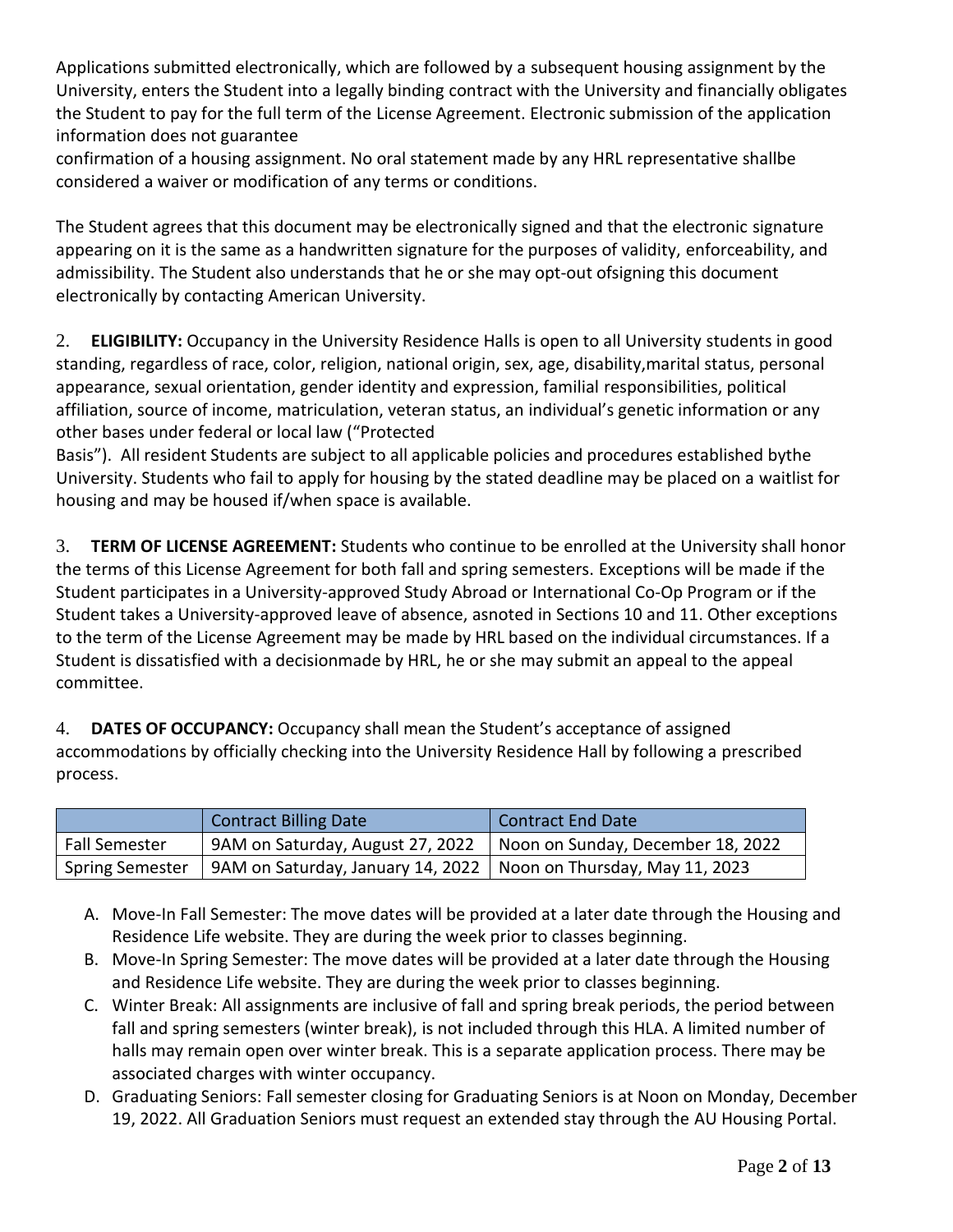Applications submitted electronically, which are followed by a subsequent housing assignment by the University, enters the Student into a legally binding contract with the University and financially obligates the Student to pay for the full term of the License Agreement. Electronic submission of the application information does not guarantee confirmation of a housing assignment. No oral statement made by any HRL representative shallbe considered a waiver or modification of any terms or conditions.

The Student agrees that this document may be electronically signed and that the electronic signature appearing on it is the same as a handwritten signature for the purposes of validity, enforceability, and admissibility. The Student also understands that he or she may opt-out ofsigning this document electronically by contacting American University.

2. **ELIGIBILITY:** Occupancy in the University Residence Halls is open to all University students in good standing, regardless of race, color, religion, national origin, sex, age, disability,marital status, personal appearance, sexual orientation, gender identity and expression, familial responsibilities, political affiliation, source of income, matriculation, veteran status, an individual's genetic information or any other bases under federal or local law ("Protected Basis"). All resident Students are subject to all applicable policies and procedures established bythe University. Students who fail to apply for housing by the stated deadline may be placed on a waitlist for housing and may be housed if/when space is available.

3. **TERM OF LICENSE AGREEMENT:** Students who continue to be enrolled at the University shall honor the terms of this License Agreement for both fall and spring semesters. Exceptions will be made if the Student participates in a University-approved Study Abroad or International Co-Op Program or if the Student takes a University-approved leave of absence, asnoted in Sections 10 and 11. Other exceptions to the term of the License Agreement may be made by HRL based on the individual circumstances. If a Student is dissatisfied with a decisionmade by HRL, he or she may submit an appeal to the appeal committee.

4. **DATES OF OCCUPANCY:** Occupancy shall mean the Student's acceptance of assigned accommodations by officially checking into the University Residence Hall by following a prescribed process.

| | Contract Billing Date | Contract End Date |
|---|---|---|
| Fall Semester | 9AM on Saturday, August 27, 2022 | Noon on Sunday, December 18, 2022 |
| Spring Semester | 9AM on Saturday, January 14, 2022 | Noon on Thursday, May 11, 2023 |

A. Move-In Fall Semester: The move dates will be provided at a later date through the Housing and Residence Life website. They are during the week prior to classes beginning.
B. Move-In Spring Semester: The move dates will be provided at a later date through the Housing and Residence Life website. They are during the week prior to classes beginning.
C. Winter Break: All assignments are inclusive of fall and spring break periods, the period between fall and spring semesters (winter break), is not included through this HLA. A limited number of halls may remain open over winter break. This is a separate application process. There may be associated charges with winter occupancy.
D. Graduating Seniors: Fall semester closing for Graduating Seniors is at Noon on Monday, December 19, 2022. All Graduation Seniors must request an extended stay through the AU Housing Portal.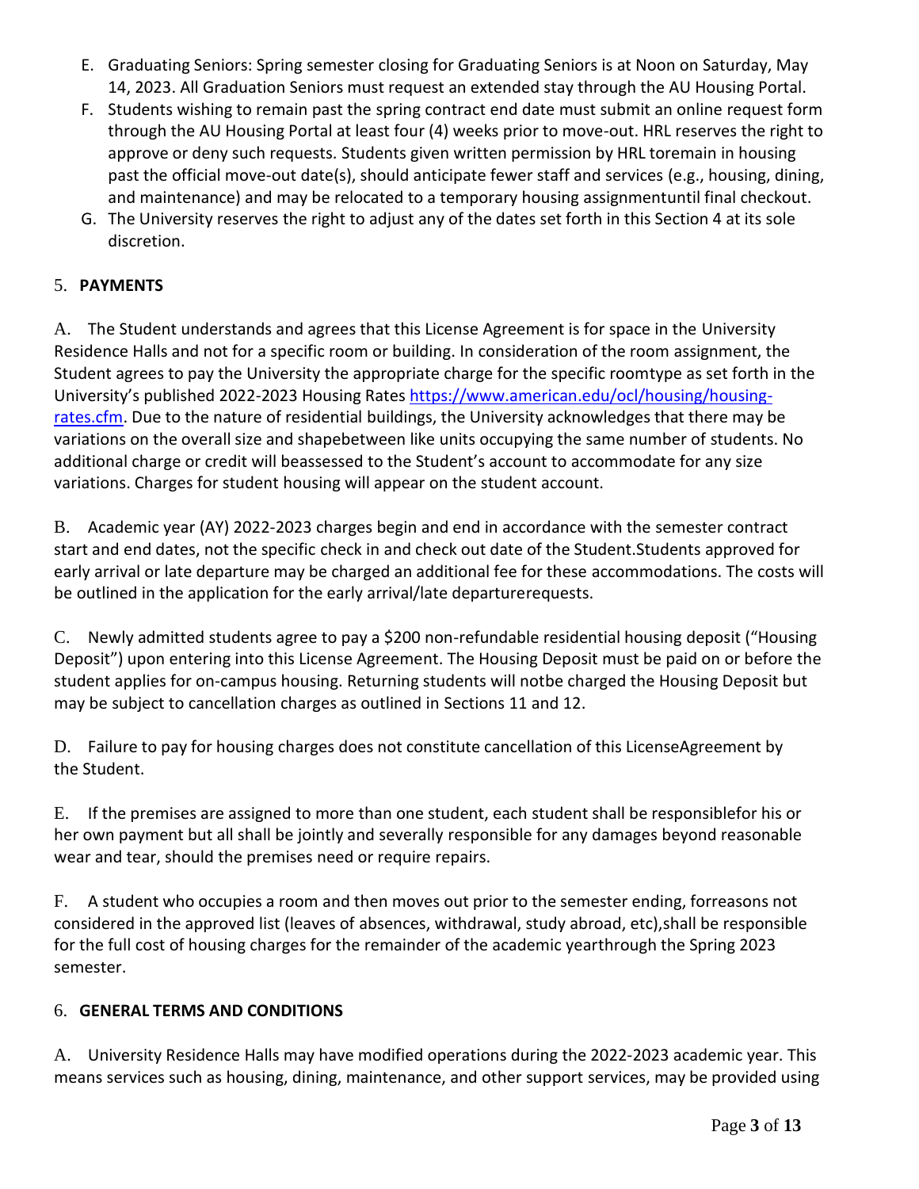E. Graduating Seniors: Spring semester closing for Graduating Seniors is at Noon on Saturday, May 14, 2023. All Graduation Seniors must request an extended stay through the AU Housing Portal.

F. Students wishing to remain past the spring contract end date must submit an online request form through the AU Housing Portal at least four (4) weeks prior to move-out. HRL reserves the right to approve or deny such requests. Students given written permission by HRL toremain in housing past the official move-out date(s), should anticipate fewer staff and services (e.g., housing, dining, and maintenance) and may be relocated to a temporary housing assignmentuntil final checkout.

G. The University reserves the right to adjust any of the dates set forth in this Section 4 at its sole discretion.

## 5. PAYMENTS

A. The Student understands and agrees that this License Agreement is for space in the University Residence Halls and not for a specific room or building. In consideration of the room assignment, the Student agrees to pay the University the appropriate charge for the specific roomtype as set forth in the University's published 2022-2023 Housing Rates https://www.american.edu/ocl/housing/housing-rates.cfm. Due to the nature of residential buildings, the University acknowledges that there may be variations on the overall size and shapebetween like units occupying the same number of students. No additional charge or credit will beassessed to the Student's account to accommodate for any size variations. Charges for student housing will appear on the student account.

B. Academic year (AY) 2022-2023 charges begin and end in accordance with the semester contract start and end dates, not the specific check in and check out date of the Student.Students approved for early arrival or late departure may be charged an additional fee for these accommodations. The costs will be outlined in the application for the early arrival/late departurerequests.

C. Newly admitted students agree to pay a $200 non-refundable residential housing deposit ("Housing Deposit") upon entering into this License Agreement. The Housing Deposit must be paid on or before the student applies for on-campus housing. Returning students will notbe charged the Housing Deposit but may be subject to cancellation charges as outlined in Sections 11 and 12.

D. Failure to pay for housing charges does not constitute cancellation of this LicenseAgreement by the Student.

E. If the premises are assigned to more than one student, each student shall be responsiblefor his or her own payment but all shall be jointly and severally responsible for any damages beyond reasonable wear and tear, should the premises need or require repairs.

F. A student who occupies a room and then moves out prior to the semester ending, forreasons not considered in the approved list (leaves of absences, withdrawal, study abroad, etc),shall be responsible for the full cost of housing charges for the remainder of the academic yearthrough the Spring 2023 semester.

## 6. GENERAL TERMS AND CONDITIONS

A. University Residence Halls may have modified operations during the 2022-2023 academic year. This means services such as housing, dining, maintenance, and other support services, may be provided using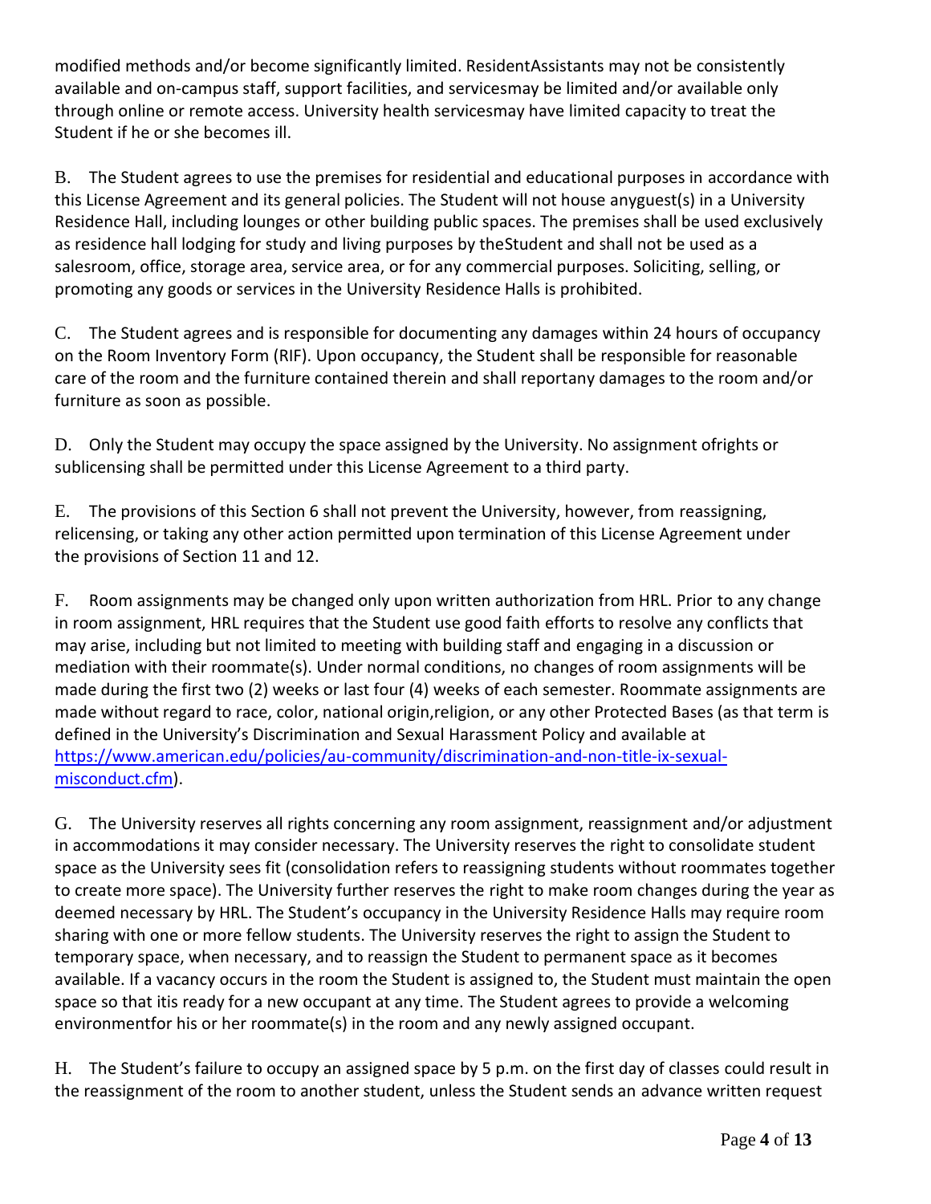modified methods and/or become significantly limited. ResidentAssistants may not be consistently available and on-campus staff, support facilities, and servicesmay be limited and/or available only through online or remote access. University health servicesmay have limited capacity to treat the Student if he or she becomes ill.

B. The Student agrees to use the premises for residential and educational purposes in accordance with this License Agreement and its general policies. The Student will not house anyguest(s) in a University Residence Hall, including lounges or other building public spaces. The premises shall be used exclusively as residence hall lodging for study and living purposes by theStudent and shall not be used as a salesroom, office, storage area, service area, or for any commercial purposes. Soliciting, selling, or promoting any goods or services in the University Residence Halls is prohibited.

C. The Student agrees and is responsible for documenting any damages within 24 hours of occupancy on the Room Inventory Form (RIF). Upon occupancy, the Student shall be responsible for reasonable care of the room and the furniture contained therein and shall reportany damages to the room and/or furniture as soon as possible.

D. Only the Student may occupy the space assigned by the University. No assignment ofrights or sublicensing shall be permitted under this License Agreement to a third party.

E. The provisions of this Section 6 shall not prevent the University, however, from reassigning, relicensing, or taking any other action permitted upon termination of this License Agreement under the provisions of Section 11 and 12.

F. Room assignments may be changed only upon written authorization from HRL. Prior to any change in room assignment, HRL requires that the Student use good faith efforts to resolve any conflicts that may arise, including but not limited to meeting with building staff and engaging in a discussion or mediation with their roommate(s). Under normal conditions, no changes of room assignments will be made during the first two (2) weeks or last four (4) weeks of each semester. Roommate assignments are made without regard to race, color, national origin,religion, or any other Protected Bases (as that term is defined in the University's Discrimination and Sexual Harassment Policy and available at [https://www.american.edu/policies/au-community/discrimination-and-non-title-ix-sexual-misconduct.cfm](https://www.american.edu/policies/au-community/discrimination-and-non-title-ix-sexual-misconduct.cfm)).

G. The University reserves all rights concerning any room assignment, reassignment and/or adjustment in accommodations it may consider necessary. The University reserves the right to consolidate student space as the University sees fit (consolidation refers to reassigning students without roommates together to create more space). The University further reserves the right to make room changes during the year as deemed necessary by HRL. The Student's occupancy in the University Residence Halls may require room sharing with one or more fellow students. The University reserves the right to assign the Student to temporary space, when necessary, and to reassign the Student to permanent space as it becomes available. If a vacancy occurs in the room the Student is assigned to, the Student must maintain the open space so that itis ready for a new occupant at any time. The Student agrees to provide a welcoming environmentfor his or her roommate(s) in the room and any newly assigned occupant.

H. The Student's failure to occupy an assigned space by 5 p.m. on the first day of classes could result in the reassignment of the room to another student, unless the Student sends an advance written request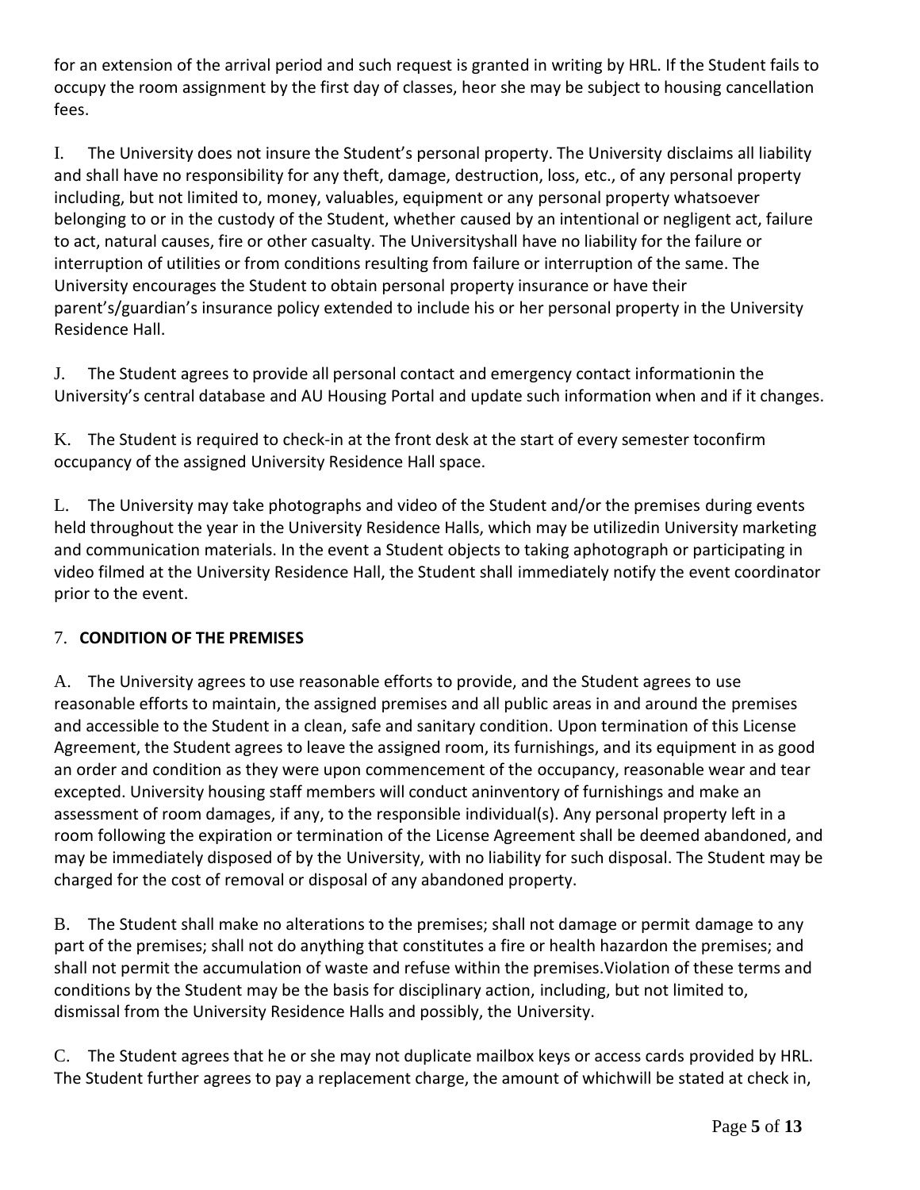for an extension of the arrival period and such request is granted in writing by HRL. If the Student fails to occupy the room assignment by the first day of classes, heor she may be subject to housing cancellation fees.

I. The University does not insure the Student's personal property. The University disclaims all liability and shall have no responsibility for any theft, damage, destruction, loss, etc., of any personal property including, but not limited to, money, valuables, equipment or any personal property whatsoever belonging to or in the custody of the Student, whether caused by an intentional or negligent act, failure to act, natural causes, fire or other casualty. The Universityshall have no liability for the failure or interruption of utilities or from conditions resulting from failure or interruption of the same. The University encourages the Student to obtain personal property insurance or have their parent's/guardian's insurance policy extended to include his or her personal property in the University Residence Hall.

J. The Student agrees to provide all personal contact and emergency contact informationin the University's central database and AU Housing Portal and update such information when and if it changes.

K. The Student is required to check-in at the front desk at the start of every semester toconfirm occupancy of the assigned University Residence Hall space.

L. The University may take photographs and video of the Student and/or the premises during events held throughout the year in the University Residence Halls, which may be utilizedin University marketing and communication materials. In the event a Student objects to taking aphotograph or participating in video filmed at the University Residence Hall, the Student shall immediately notify the event coordinator prior to the event.

## 7. CONDITION OF THE PREMISES

A. The University agrees to use reasonable efforts to provide, and the Student agrees to use reasonable efforts to maintain, the assigned premises and all public areas in and around the premises and accessible to the Student in a clean, safe and sanitary condition. Upon termination of this License Agreement, the Student agrees to leave the assigned room, its furnishings, and its equipment in as good an order and condition as they were upon commencement of the occupancy, reasonable wear and tear excepted. University housing staff members will conduct aninventory of furnishings and make an assessment of room damages, if any, to the responsible individual(s). Any personal property left in a room following the expiration or termination of the License Agreement shall be deemed abandoned, and may be immediately disposed of by the University, with no liability for such disposal. The Student may be charged for the cost of removal or disposal of any abandoned property.

B. The Student shall make no alterations to the premises; shall not damage or permit damage to any part of the premises; shall not do anything that constitutes a fire or health hazardon the premises; and shall not permit the accumulation of waste and refuse within the premises.Violation of these terms and conditions by the Student may be the basis for disciplinary action, including, but not limited to, dismissal from the University Residence Halls and possibly, the University.

C. The Student agrees that he or she may not duplicate mailbox keys or access cards provided by HRL. The Student further agrees to pay a replacement charge, the amount of whichwill be stated at check in,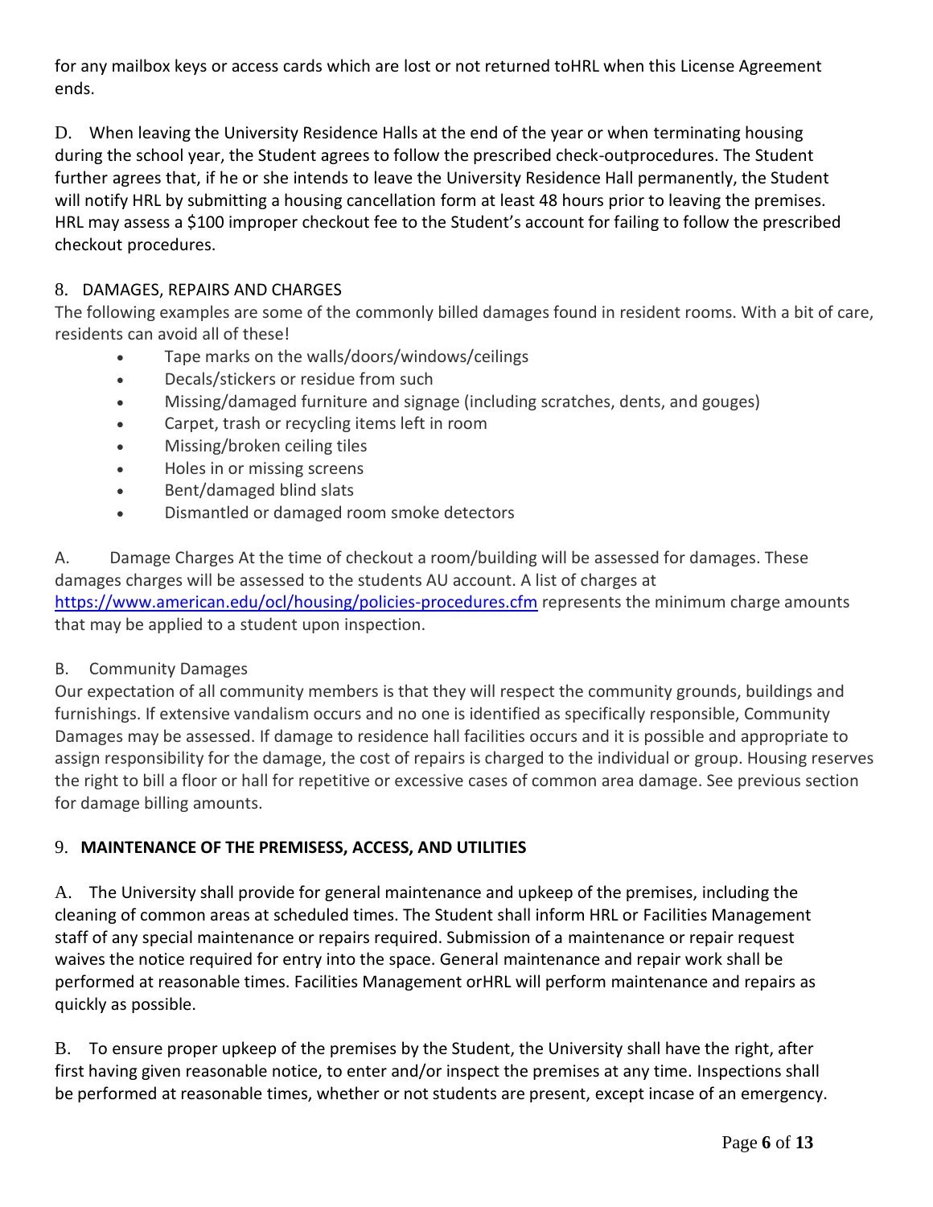for any mailbox keys or access cards which are lost or not returned toHRL when this License Agreement ends.

D. When leaving the University Residence Halls at the end of the year or when terminating housing during the school year, the Student agrees to follow the prescribed check-outprocedures. The Student further agrees that, if he or she intends to leave the University Residence Hall permanently, the Student will notify HRL by submitting a housing cancellation form at least 48 hours prior to leaving the premises. HRL may assess a $100 improper checkout fee to the Student's account for failing to follow the prescribed checkout procedures.

## 8. DAMAGES, REPAIRS AND CHARGES

The following examples are some of the commonly billed damages found in resident rooms. With a bit of care, residents can avoid all of these!

- Tape marks on the walls/doors/windows/ceilings
- Decals/stickers or residue from such
- Missing/damaged furniture and signage (including scratches, dents, and gouges)
- Carpet, trash or recycling items left in room
- Missing/broken ceiling tiles
- Holes in or missing screens
- Bent/damaged blind slats
- Dismantled or damaged room smoke detectors

A. Damage Charges At the time of checkout a room/building will be assessed for damages. These damages charges will be assessed to the students AU account. A list of charges at [https://www.american.edu/ocl/housing/policies-procedures.cfm](https://www.american.edu/ocl/housing/policies-procedures.cfm) represents the minimum charge amounts that may be applied to a student upon inspection.

B. Community Damages
Our expectation of all community members is that they will respect the community grounds, buildings and furnishings. If extensive vandalism occurs and no one is identified as specifically responsible, Community Damages may be assessed. If damage to residence hall facilities occurs and it is possible and appropriate to assign responsibility for the damage, the cost of repairs is charged to the individual or group. Housing reserves the right to bill a floor or hall for repetitive or excessive cases of common area damage. See previous section for damage billing amounts.

## 9. **MAINTENANCE OF THE PREMISESS, ACCESS, AND UTILITIES**

A. The University shall provide for general maintenance and upkeep of the premises, including the cleaning of common areas at scheduled times. The Student shall inform HRL or Facilities Management staff of any special maintenance or repairs required. Submission of a maintenance or repair request waives the notice required for entry into the space. General maintenance and repair work shall be performed at reasonable times. Facilities Management orHRL will perform maintenance and repairs as quickly as possible.

B. To ensure proper upkeep of the premises by the Student, the University shall have the right, after first having given reasonable notice, to enter and/or inspect the premises at any time. Inspections shall be performed at reasonable times, whether or not students are present, except incase of an emergency.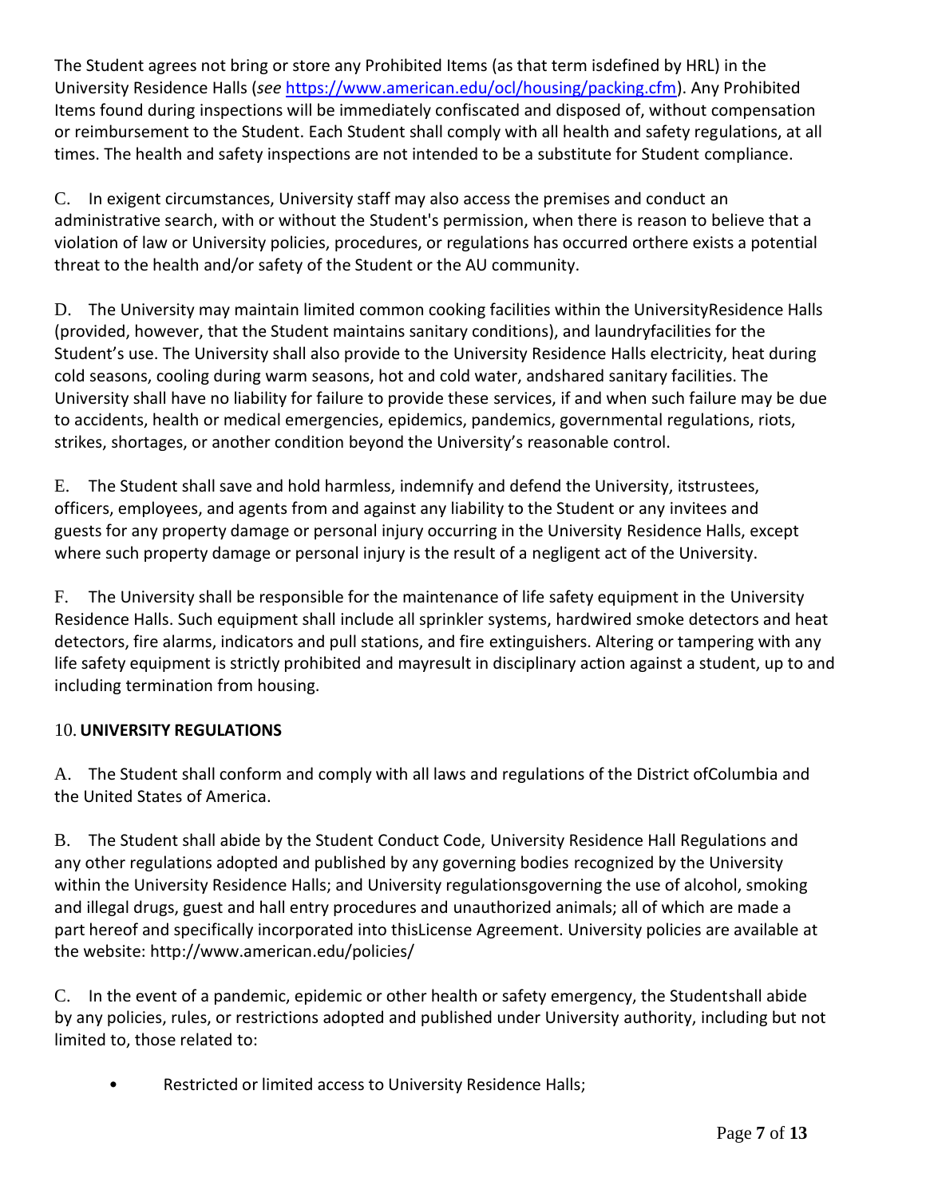The Student agrees not bring or store any Prohibited Items (as that term isdefined by HRL) in the University Residence Halls (*see* https://www.american.edu/ocl/housing/packing.cfm). Any Prohibited Items found during inspections will be immediately confiscated and disposed of, without compensation or reimbursement to the Student. Each Student shall comply with all health and safety regulations, at all times. The health and safety inspections are not intended to be a substitute for Student compliance.

C. In exigent circumstances, University staff may also access the premises and conduct an administrative search, with or without the Student's permission, when there is reason to believe that a violation of law or University policies, procedures, or regulations has occurred orthere exists a potential threat to the health and/or safety of the Student or the AU community.

D. The University may maintain limited common cooking facilities within the UniversityResidence Halls (provided, however, that the Student maintains sanitary conditions), and laundryfacilities for the Student's use. The University shall also provide to the University Residence Halls electricity, heat during cold seasons, cooling during warm seasons, hot and cold water, andshared sanitary facilities. The University shall have no liability for failure to provide these services, if and when such failure may be due to accidents, health or medical emergencies, epidemics, pandemics, governmental regulations, riots, strikes, shortages, or another condition beyond the University's reasonable control.

E. The Student shall save and hold harmless, indemnify and defend the University, itstrustees, officers, employees, and agents from and against any liability to the Student or any invitees and guests for any property damage or personal injury occurring in the University Residence Halls, except where such property damage or personal injury is the result of a negligent act of the University.

F. The University shall be responsible for the maintenance of life safety equipment in the University Residence Halls. Such equipment shall include all sprinkler systems, hardwired smoke detectors and heat detectors, fire alarms, indicators and pull stations, and fire extinguishers. Altering or tampering with any life safety equipment is strictly prohibited and mayresult in disciplinary action against a student, up to and including termination from housing.

10. **UNIVERSITY REGULATIONS**

A. The Student shall conform and comply with all laws and regulations of the District ofColumbia and the United States of America.

B. The Student shall abide by the Student Conduct Code, University Residence Hall Regulations and any other regulations adopted and published by any governing bodies recognized by the University within the University Residence Halls; and University regulationsgoverning the use of alcohol, smoking and illegal drugs, guest and hall entry procedures and unauthorized animals; all of which are made a part hereof and specifically incorporated into thisLicense Agreement. University policies are available at the website: http://www.american.edu/policies/

C. In the event of a pandemic, epidemic or other health or safety emergency, the Studentshall abide by any policies, rules, or restrictions adopted and published under University authority, including but not limited to, those related to:

- Restricted or limited access to University Residence Halls;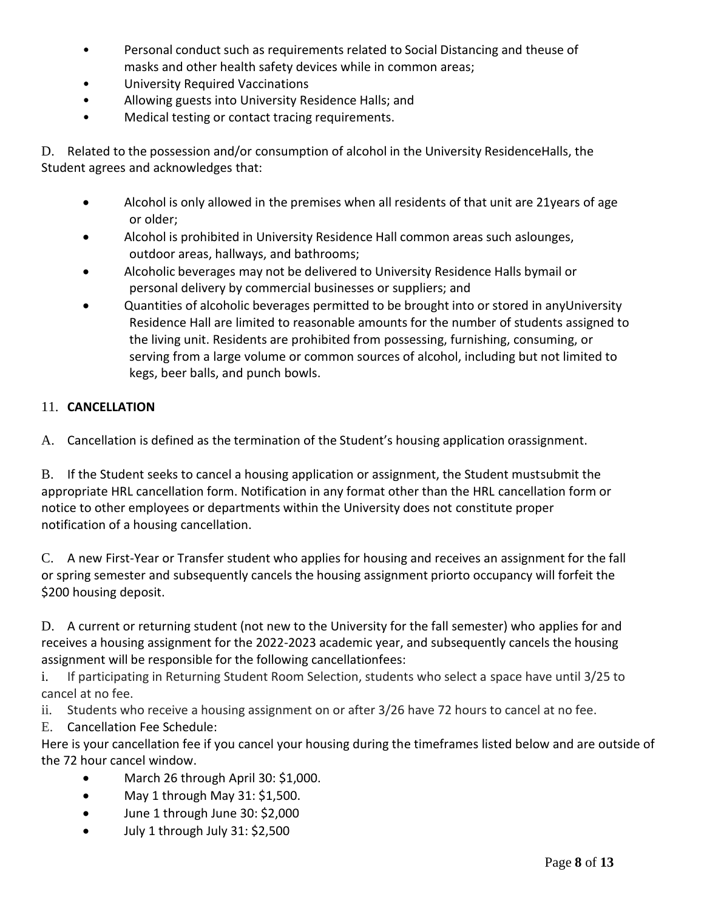- Personal conduct such as requirements related to Social Distancing and theuse of masks and other health safety devices while in common areas;
- University Required Vaccinations
- Allowing guests into University Residence Halls; and
- Medical testing or contact tracing requirements.

D. Related to the possession and/or consumption of alcohol in the University ResidenceHalls, the Student agrees and acknowledges that:

- Alcohol is only allowed in the premises when all residents of that unit are 21years of age or older;
- Alcohol is prohibited in University Residence Hall common areas such aslounges, outdoor areas, hallways, and bathrooms;
- Alcoholic beverages may not be delivered to University Residence Halls bymail or personal delivery by commercial businesses or suppliers; and
- Quantities of alcoholic beverages permitted to be brought into or stored in anyUniversity Residence Hall are limited to reasonable amounts for the number of students assigned to the living unit. Residents are prohibited from possessing, furnishing, consuming, or serving from a large volume or common sources of alcohol, including but not limited to kegs, beer balls, and punch bowls.

## 11. **CANCELLATION**

A. Cancellation is defined as the termination of the Student's housing application orassignment.

B. If the Student seeks to cancel a housing application or assignment, the Student mustsubmit the appropriate HRL cancellation form. Notification in any format other than the HRL cancellation form or notice to other employees or departments within the University does not constitute proper notification of a housing cancellation.

C. A new First-Year or Transfer student who applies for housing and receives an assignment for the fall or spring semester and subsequently cancels the housing assignment priorto occupancy will forfeit the $200 housing deposit.

D. A current or returning student (not new to the University for the fall semester) who applies for and receives a housing assignment for the 2022-2023 academic year, and subsequently cancels the housing assignment will be responsible for the following cancellationfees:

i. If participating in Returning Student Room Selection, students who select a space have until 3/25 to cancel at no fee.

ii. Students who receive a housing assignment on or after 3/26 have 72 hours to cancel at no fee.

E. Cancellation Fee Schedule:

Here is your cancellation fee if you cancel your housing during the timeframes listed below and are outside of the 72 hour cancel window.

- March 26 through April 30: $1,000.
- May 1 through May 31: $1,500.
- June 1 through June 30: $2,000
- July 1 through July 31: $2,500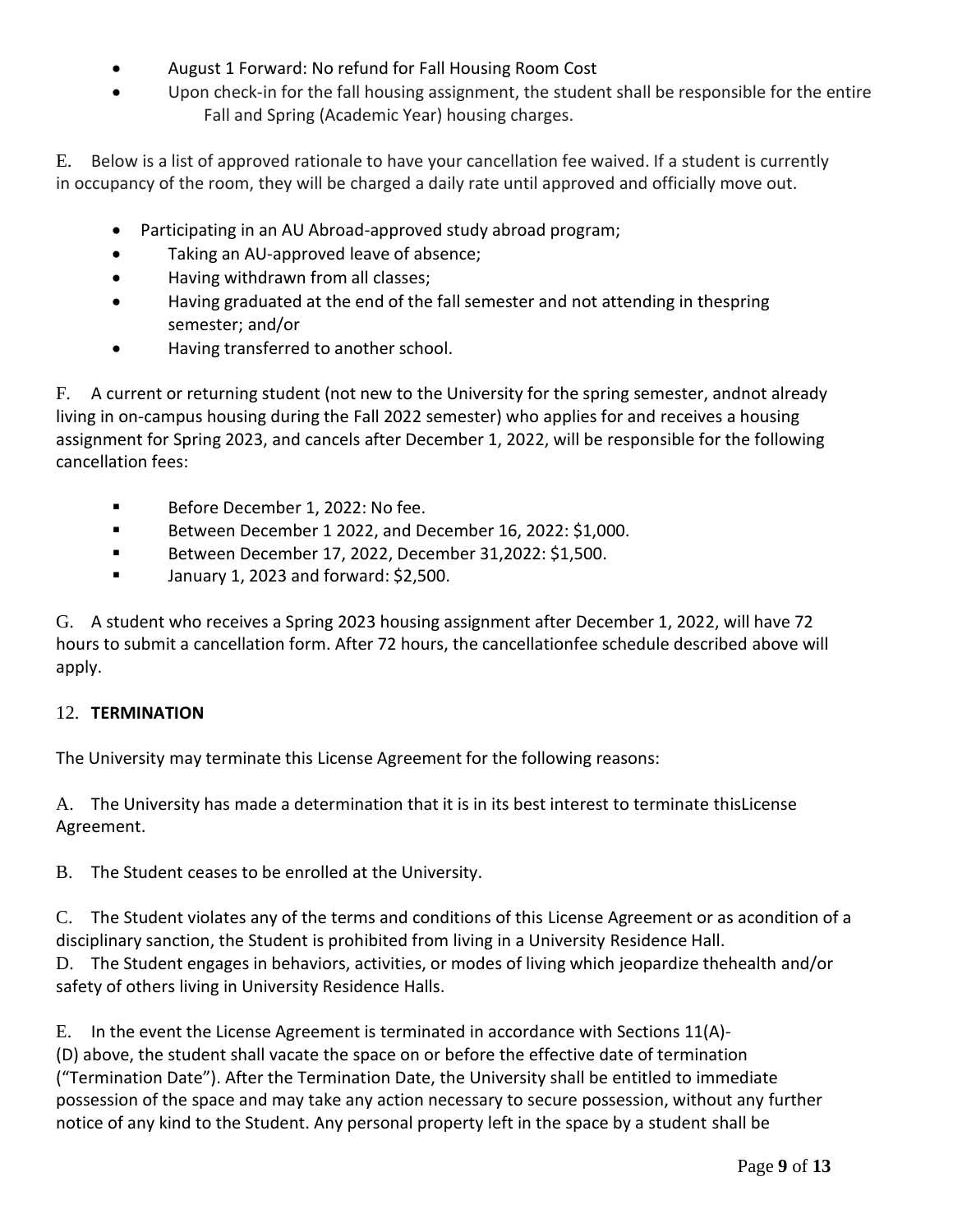- August 1 Forward: No refund for Fall Housing Room Cost
- Upon check-in for the fall housing assignment, the student shall be responsible for the entire Fall and Spring (Academic Year) housing charges.

E. Below is a list of approved rationale to have your cancellation fee waived. If a student is currently in occupancy of the room, they will be charged a daily rate until approved and officially move out.

- Participating in an AU Abroad-approved study abroad program;
- Taking an AU-approved leave of absence;
- Having withdrawn from all classes;
- Having graduated at the end of the fall semester and not attending in thespring semester; and/or
- Having transferred to another school.

F. A current or returning student (not new to the University for the spring semester, andnot already living in on-campus housing during the Fall 2022 semester) who applies for and receives a housing assignment for Spring 2023, and cancels after December 1, 2022, will be responsible for the following cancellation fees:

- Before December 1, 2022: No fee.
- Between December 1 2022, and December 16, 2022: $1,000.
- Between December 17, 2022, December 31,2022: $1,500.
- January 1, 2023 and forward: $2,500.

G. A student who receives a Spring 2023 housing assignment after December 1, 2022, will have 72 hours to submit a cancellation form. After 72 hours, the cancellationfee schedule described above will apply.

## 12. **TERMINATION**

The University may terminate this License Agreement for the following reasons:

A. The University has made a determination that it is in its best interest to terminate thisLicense Agreement.

B. The Student ceases to be enrolled at the University.

C. The Student violates any of the terms and conditions of this License Agreement or as acondition of a disciplinary sanction, the Student is prohibited from living in a University Residence Hall.

D. The Student engages in behaviors, activities, or modes of living which jeopardize thehealth and/or safety of others living in University Residence Halls.

E. In the event the License Agreement is terminated in accordance with Sections 11(A)-(D) above, the student shall vacate the space on or before the effective date of termination ("Termination Date"). After the Termination Date, the University shall be entitled to immediate possession of the space and may take any action necessary to secure possession, without any further notice of any kind to the Student. Any personal property left in the space by a student shall be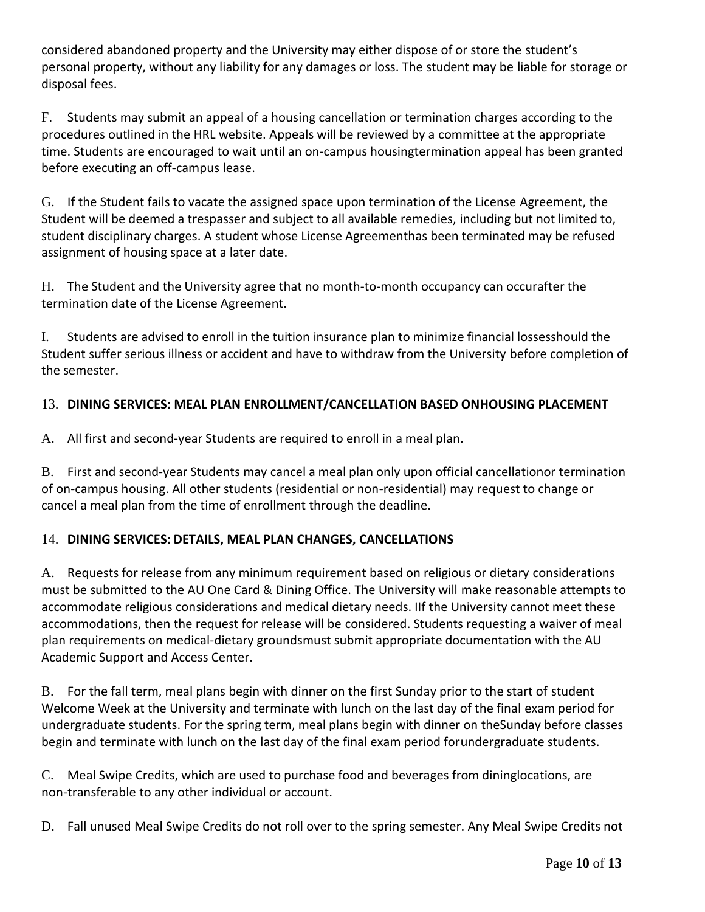considered abandoned property and the University may either dispose of or store the student's personal property, without any liability for any damages or loss. The student may be liable for storage or disposal fees.

F. Students may submit an appeal of a housing cancellation or termination charges according to the procedures outlined in the HRL website. Appeals will be reviewed by a committee at the appropriate time. Students are encouraged to wait until an on-campus housingtermination appeal has been granted before executing an off-campus lease.

G. If the Student fails to vacate the assigned space upon termination of the License Agreement, the Student will be deemed a trespasser and subject to all available remedies, including but not limited to, student disciplinary charges. A student whose License Agreementhas been terminated may be refused assignment of housing space at a later date.

H. The Student and the University agree that no month-to-month occupancy can occurafter the termination date of the License Agreement.

I. Students are advised to enroll in the tuition insurance plan to minimize financial lossesshould the Student suffer serious illness or accident and have to withdraw from the University before completion of the semester.

## 13. **DINING SERVICES: MEAL PLAN ENROLLMENT/CANCELLATION BASED ONHOUSING PLACEMENT**

A. All first and second-year Students are required to enroll in a meal plan.

B. First and second-year Students may cancel a meal plan only upon official cancellationor termination of on-campus housing. All other students (residential or non-residential) may request to change or cancel a meal plan from the time of enrollment through the deadline.

## 14. **DINING SERVICES: DETAILS, MEAL PLAN CHANGES, CANCELLATIONS**

A. Requests for release from any minimum requirement based on religious or dietary considerations must be submitted to the AU One Card & Dining Office. The University will make reasonable attempts to accommodate religious considerations and medical dietary needs. IIf the University cannot meet these accommodations, then the request for release will be considered. Students requesting a waiver of meal plan requirements on medical-dietary groundsmust submit appropriate documentation with the AU Academic Support and Access Center.

B. For the fall term, meal plans begin with dinner on the first Sunday prior to the start of student Welcome Week at the University and terminate with lunch on the last day of the final exam period for undergraduate students. For the spring term, meal plans begin with dinner on theSunday before classes begin and terminate with lunch on the last day of the final exam period forundergraduate students.

C. Meal Swipe Credits, which are used to purchase food and beverages from dininglocations, are non-transferable to any other individual or account.

D. Fall unused Meal Swipe Credits do not roll over to the spring semester. Any Meal Swipe Credits not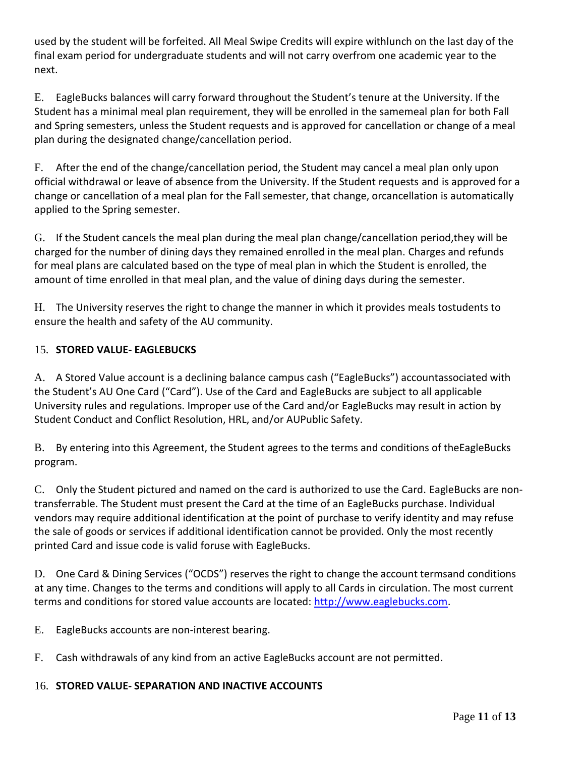used by the student will be forfeited. All Meal Swipe Credits will expire withlunch on the last day of the final exam period for undergraduate students and will not carry overfrom one academic year to the next.

E. EagleBucks balances will carry forward throughout the Student's tenure at the University. If the Student has a minimal meal plan requirement, they will be enrolled in the samemeal plan for both Fall and Spring semesters, unless the Student requests and is approved for cancellation or change of a meal plan during the designated change/cancellation period.

F. After the end of the change/cancellation period, the Student may cancel a meal plan only upon official withdrawal or leave of absence from the University. If the Student requests and is approved for a change or cancellation of a meal plan for the Fall semester, that change, orcancellation is automatically applied to the Spring semester.

G. If the Student cancels the meal plan during the meal plan change/cancellation period,they will be charged for the number of dining days they remained enrolled in the meal plan. Charges and refunds for meal plans are calculated based on the type of meal plan in which the Student is enrolled, the amount of time enrolled in that meal plan, and the value of dining days during the semester.

H. The University reserves the right to change the manner in which it provides meals tostudents to ensure the health and safety of the AU community.

## 15. **STORED VALUE- EAGLEBUCKS**

A. A Stored Value account is a declining balance campus cash ("EagleBucks") accountassociated with the Student's AU One Card ("Card"). Use of the Card and EagleBucks are subject to all applicable University rules and regulations. Improper use of the Card and/or EagleBucks may result in action by Student Conduct and Conflict Resolution, HRL, and/or AUPublic Safety.

B. By entering into this Agreement, the Student agrees to the terms and conditions of theEagleBucks program.

C. Only the Student pictured and named on the card is authorized to use the Card. EagleBucks are non-transferrable. The Student must present the Card at the time of an EagleBucks purchase. Individual vendors may require additional identification at the point of purchase to verify identity and may refuse the sale of goods or services if additional identification cannot be provided. Only the most recently printed Card and issue code is valid foruse with EagleBucks.

D. One Card & Dining Services ("OCDS") reserves the right to change the account termsand conditions at any time. Changes to the terms and conditions will apply to all Cards in circulation. The most current terms and conditions for stored value accounts are located: [http://www.eaglebucks.com](http://www.eaglebucks.com).

E. EagleBucks accounts are non-interest bearing.

F. Cash withdrawals of any kind from an active EagleBucks account are not permitted.

## 16. **STORED VALUE- SEPARATION AND INACTIVE ACCOUNTS**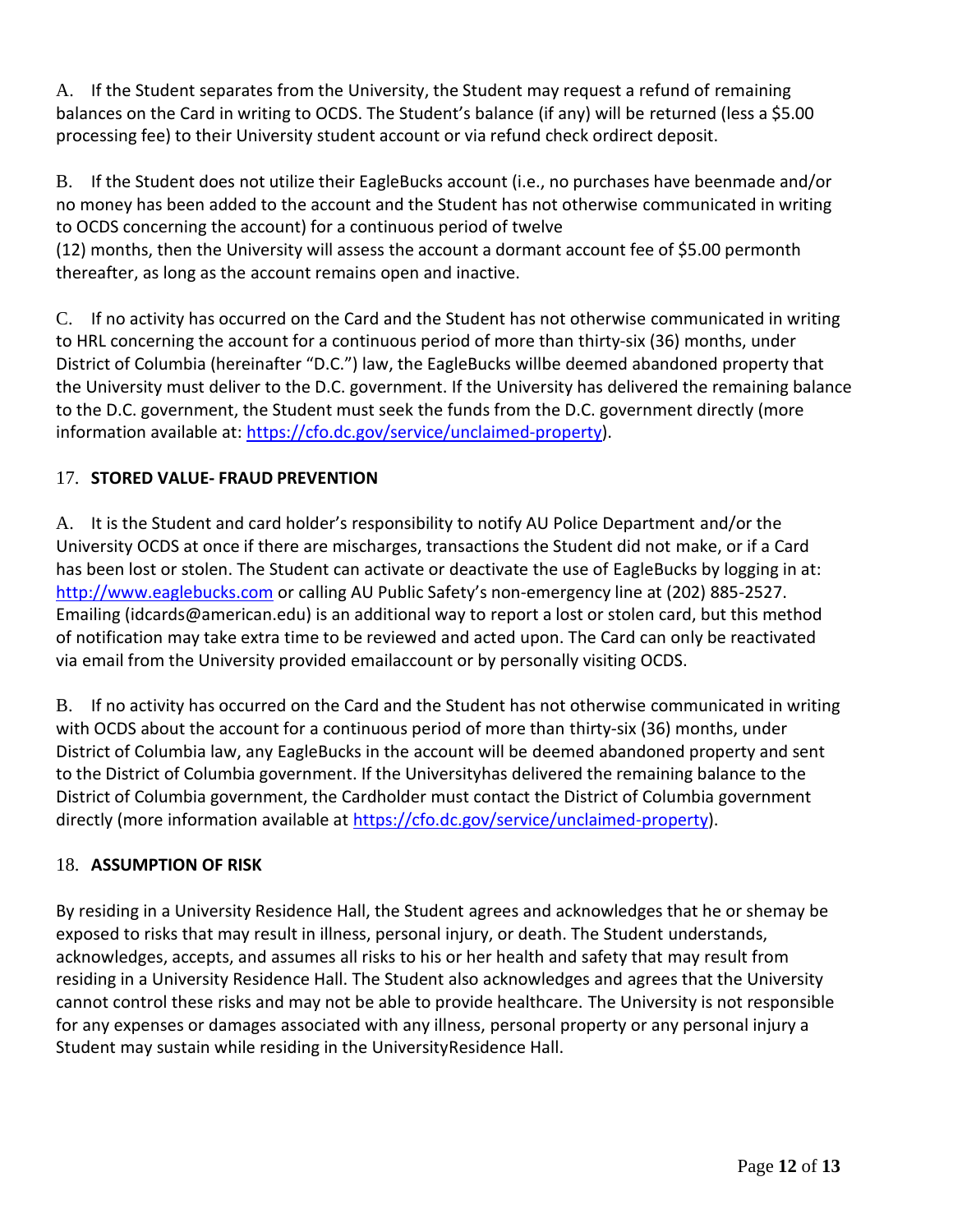A. If the Student separates from the University, the Student may request a refund of remaining balances on the Card in writing to OCDS. The Student's balance (if any) will be returned (less a $5.00 processing fee) to their University student account or via refund check ordirect deposit.

B. If the Student does not utilize their EagleBucks account (i.e., no purchases have beenmade and/or no money has been added to the account and the Student has not otherwise communicated in writing to OCDS concerning the account) for a continuous period of twelve (12) months, then the University will assess the account a dormant account fee of $5.00 permonth thereafter, as long as the account remains open and inactive.

C. If no activity has occurred on the Card and the Student has not otherwise communicated in writing to HRL concerning the account for a continuous period of more than thirty-six (36) months, under District of Columbia (hereinafter "D.C.") law, the EagleBucks willbe deemed abandoned property that the University must deliver to the D.C. government. If the University has delivered the remaining balance to the D.C. government, the Student must seek the funds from the D.C. government directly (more information available at: [https://cfo.dc.gov/service/unclaimed-property](https://cfo.dc.gov/service/unclaimed-property)).

17. **STORED VALUE- FRAUD PREVENTION**

A. It is the Student and card holder's responsibility to notify AU Police Department and/or the University OCDS at once if there are mischarges, transactions the Student did not make, or if a Card has been lost or stolen. The Student can activate or deactivate the use of EagleBucks by logging in at: [http://www.eaglebucks.com](http://www.eaglebucks.com) or calling AU Public Safety's non-emergency line at (202) 885-2527. Emailing (idcards@american.edu) is an additional way to report a lost or stolen card, but this method of notification may take extra time to be reviewed and acted upon. The Card can only be reactivated via email from the University provided emailaccount or by personally visiting OCDS.

B. If no activity has occurred on the Card and the Student has not otherwise communicated in writing with OCDS about the account for a continuous period of more than thirty-six (36) months, under District of Columbia law, any EagleBucks in the account will be deemed abandoned property and sent to the District of Columbia government. If the Universityhas delivered the remaining balance to the District of Columbia government, the Cardholder must contact the District of Columbia government directly (more information available at [https://cfo.dc.gov/service/unclaimed-property](https://cfo.dc.gov/service/unclaimed-property)).

18. **ASSUMPTION OF RISK**

By residing in a University Residence Hall, the Student agrees and acknowledges that he or shemay be exposed to risks that may result in illness, personal injury, or death. The Student understands, acknowledges, accepts, and assumes all risks to his or her health and safety that may result from residing in a University Residence Hall. The Student also acknowledges and agrees that the University cannot control these risks and may not be able to provide healthcare. The University is not responsible for any expenses or damages associated with any illness, personal property or any personal injury a Student may sustain while residing in the UniversityResidence Hall.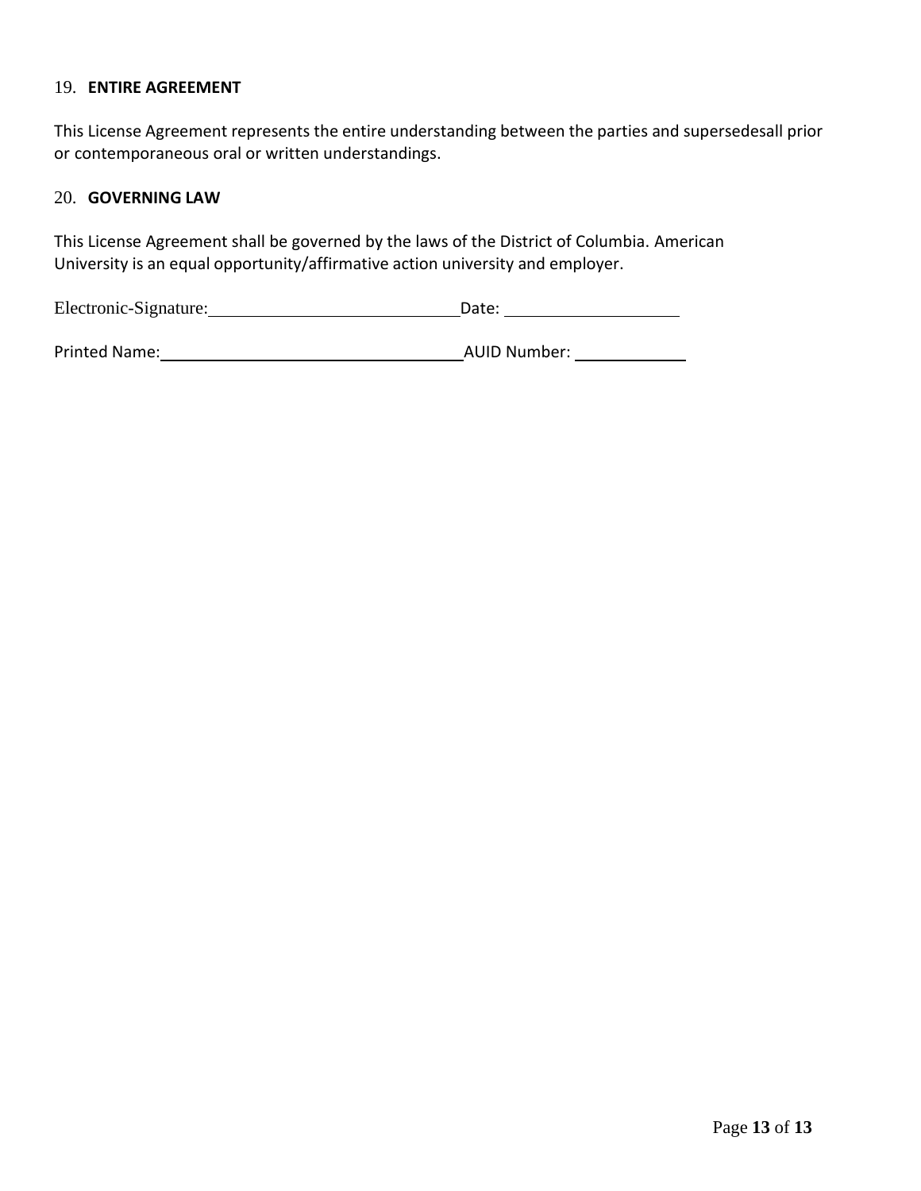19. **ENTIRE AGREEMENT**

This License Agreement represents the entire understanding between the parties and supersedesall prior or contemporaneous oral or written understandings.

20. **GOVERNING LAW**

This License Agreement shall be governed by the laws of the District of Columbia. American University is an equal opportunity/affirmative action university and employer.

Electronic-Signature: ______________________________ Date: ____________________

Printed Name: ____________________________________ AUID Number: _____________